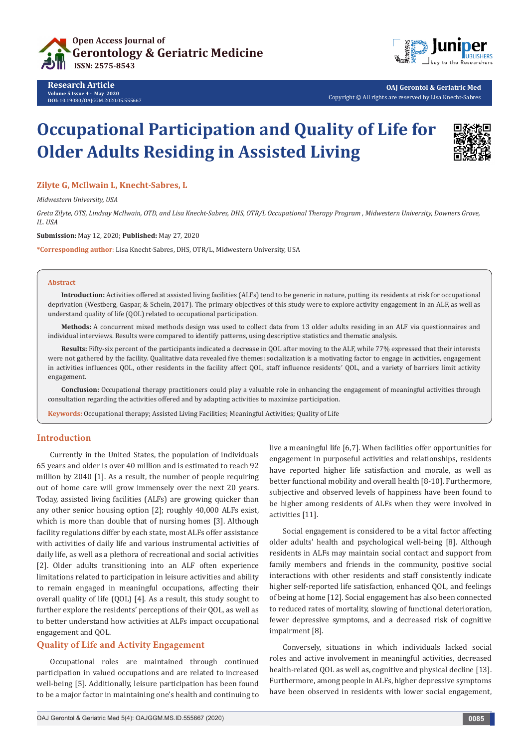# Occupational Participation and Quality of Life for Older Adults Residing in Assisted Living

**Zilyte G, McIlwain L, Knecht-Sabres, L**

*Midwestern University, USA*

*Greta Zilyte, OTS, Lindsay McIlwain, OTD, and Lisa Knecht-Sabres, DHS, OTR/L Occupational Therapy Program , Midwestern University, Downers Grove, IL. USA*

**Submission:** May 12, 2020; **Published:** May 27, 2020

***Corresponding author:** Lisa Knecht-Sabres, DHS, OTR/L, Midwestern University, USA

## Abstract

**Introduction:** Activities offered at assisted living facilities (ALFs) tend to be generic in nature, putting its residents at risk for occupational deprivation (Westberg, Gaspar, & Schein, 2017). The primary objectives of this study were to explore activity engagement in an ALF, as well as understand quality of life (QOL) related to occupational participation.

**Methods:** A concurrent mixed methods design was used to collect data from 13 older adults residing in an ALF via questionnaires and individual interviews. Results were compared to identify patterns, using descriptive statistics and thematic analysis.

**Results:** Fifty-six percent of the participants indicated a decrease in QOL after moving to the ALF, while 77% expressed that their interests were not gathered by the facility. Qualitative data revealed five themes: socialization is a motivating factor to engage in activities, engagement in activities influences QOL, other residents in the facility affect QOL, staff influence residents' QOL, and a variety of barriers limit activity engagement.

**Conclusion:** Occupational therapy practitioners could play a valuable role in enhancing the engagement of meaningful activities through consultation regarding the activities offered and by adapting activities to maximize participation.

**Keywords:** Occupational therapy; Assisted Living Facilities; Meaningful Activities; Quality of Life

## Introduction

Currently in the United States, the population of individuals 65 years and older is over 40 million and is estimated to reach 92 million by 2040 [1]. As a result, the number of people requiring out of home care will grow immensely over the next 20 years. Today, assisted living facilities (ALFs) are growing quicker than any other senior housing option [2]; roughly 40,000 ALFs exist, which is more than double that of nursing homes [3]. Although facility regulations differ by each state, most ALFs offer assistance with activities of daily life and various instrumental activities of daily life, as well as a plethora of recreational and social activities [2]. Older adults transitioning into an ALF often experience limitations related to participation in leisure activities and ability to remain engaged in meaningful occupations, affecting their overall quality of life (QOL) [4]. As a result, this study sought to further explore the residents' perceptions of their QOL, as well as to better understand how activities at ALFs impact occupational engagement and QOL.

## Quality of Life and Activity Engagement

Occupational roles are maintained through continued participation in valued occupations and are related to increased well-being [5]. Additionally, leisure participation has been found to be a major factor in maintaining one's health and continuing to live a meaningful life [6,7]. When facilities offer opportunities for engagement in purposeful activities and relationships, residents have reported higher life satisfaction and morale, as well as better functional mobility and overall health [8-10]. Furthermore, subjective and observed levels of happiness have been found to be higher among residents of ALFs when they were involved in activities [11].

Social engagement is considered to be a vital factor affecting older adults' health and psychological well-being [8]. Although residents in ALFs may maintain social contact and support from family members and friends in the community, positive social interactions with other residents and staff consistently indicate higher self-reported life satisfaction, enhanced QOL, and feelings of being at home [12]. Social engagement has also been connected to reduced rates of mortality, slowing of functional deterioration, fewer depressive symptoms, and a decreased risk of cognitive impairment [8].

Conversely, situations in which individuals lacked social roles and active involvement in meaningful activities, decreased health-related QOL as well as, cognitive and physical decline [13]. Furthermore, among people in ALFs, higher depressive symptoms have been observed in residents with lower social engagement,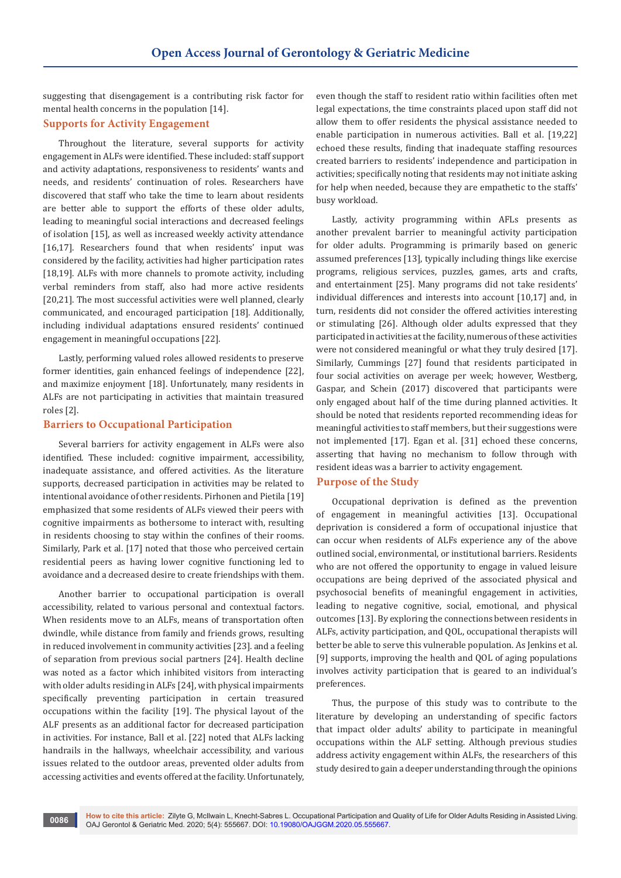suggesting that disengagement is a contributing risk factor for mental health concerns in the population [14].

## Supports for Activity Engagement

Throughout the literature, several supports for activity engagement in ALFs were identified. These included: staff support and activity adaptations, responsiveness to residents' wants and needs, and residents' continuation of roles. Researchers have discovered that staff who take the time to learn about residents are better able to support the efforts of these older adults, leading to meaningful social interactions and decreased feelings of isolation [15], as well as increased weekly activity attendance [16,17]. Researchers found that when residents' input was considered by the facility, activities had higher participation rates [18,19]. ALFs with more channels to promote activity, including verbal reminders from staff, also had more active residents [20,21]. The most successful activities were well planned, clearly communicated, and encouraged participation [18]. Additionally, including individual adaptations ensured residents' continued engagement in meaningful occupations [22].

Lastly, performing valued roles allowed residents to preserve former identities, gain enhanced feelings of independence [22], and maximize enjoyment [18]. Unfortunately, many residents in ALFs are not participating in activities that maintain treasured roles [2].

## Barriers to Occupational Participation

Several barriers for activity engagement in ALFs were also identified. These included: cognitive impairment, accessibility, inadequate assistance, and offered activities. As the literature supports, decreased participation in activities may be related to intentional avoidance of other residents. Pirhonen and Pietila [19] emphasized that some residents of ALFs viewed their peers with cognitive impairments as bothersome to interact with, resulting in residents choosing to stay within the confines of their rooms. Similarly, Park et al. [17] noted that those who perceived certain residential peers as having lower cognitive functioning led to avoidance and a decreased desire to create friendships with them.

Another barrier to occupational participation is overall accessibility, related to various personal and contextual factors. When residents move to an ALFs, means of transportation often dwindle, while distance from family and friends grows, resulting in reduced involvement in community activities [23]. and a feeling of separation from previous social partners [24]. Health decline was noted as a factor which inhibited visitors from interacting with older adults residing in ALFs [24], with physical impairments specifically preventing participation in certain treasured occupations within the facility [19]. The physical layout of the ALF presents as an additional factor for decreased participation in activities. For instance, Ball et al. [22] noted that ALFs lacking handrails in the hallways, wheelchair accessibility, and various issues related to the outdoor areas, prevented older adults from accessing activities and events offered at the facility. Unfortunately, even though the staff to resident ratio within facilities often met legal expectations, the time constraints placed upon staff did not allow them to offer residents the physical assistance needed to enable participation in numerous activities. Ball et al. [19,22] echoed these results, finding that inadequate staffing resources created barriers to residents' independence and participation in activities; specifically noting that residents may not initiate asking for help when needed, because they are empathetic to the staffs' busy workload.

Lastly, activity programming within AFLs presents as another prevalent barrier to meaningful activity participation for older adults. Programming is primarily based on generic assumed preferences [13], typically including things like exercise programs, religious services, puzzles, games, arts and crafts, and entertainment [25]. Many programs did not take residents' individual differences and interests into account [10,17] and, in turn, residents did not consider the offered activities interesting or stimulating [26]. Although older adults expressed that they participated in activities at the facility, numerous of these activities were not considered meaningful or what they truly desired [17]. Similarly, Cummings [27] found that residents participated in four social activities on average per week; however, Westberg, Gaspar, and Schein (2017) discovered that participants were only engaged about half of the time during planned activities. It should be noted that residents reported recommending ideas for meaningful activities to staff members, but their suggestions were not implemented [17]. Egan et al. [31] echoed these concerns, asserting that having no mechanism to follow through with resident ideas was a barrier to activity engagement.

## Purpose of the Study

Occupational deprivation is defined as the prevention of engagement in meaningful activities [13]. Occupational deprivation is considered a form of occupational injustice that can occur when residents of ALFs experience any of the above outlined social, environmental, or institutional barriers. Residents who are not offered the opportunity to engage in valued leisure occupations are being deprived of the associated physical and psychosocial benefits of meaningful engagement in activities, leading to negative cognitive, social, emotional, and physical outcomes [13]. By exploring the connections between residents in ALFs, activity participation, and QOL, occupational therapists will better be able to serve this vulnerable population. As Jenkins et al. [9] supports, improving the health and QOL of aging populations involves activity participation that is geared to an individual's preferences.

Thus, the purpose of this study was to contribute to the literature by developing an understanding of specific factors that impact older adults' ability to participate in meaningful occupations within the ALF setting. Although previous studies address activity engagement within ALFs, the researchers of this study desired to gain a deeper understanding through the opinions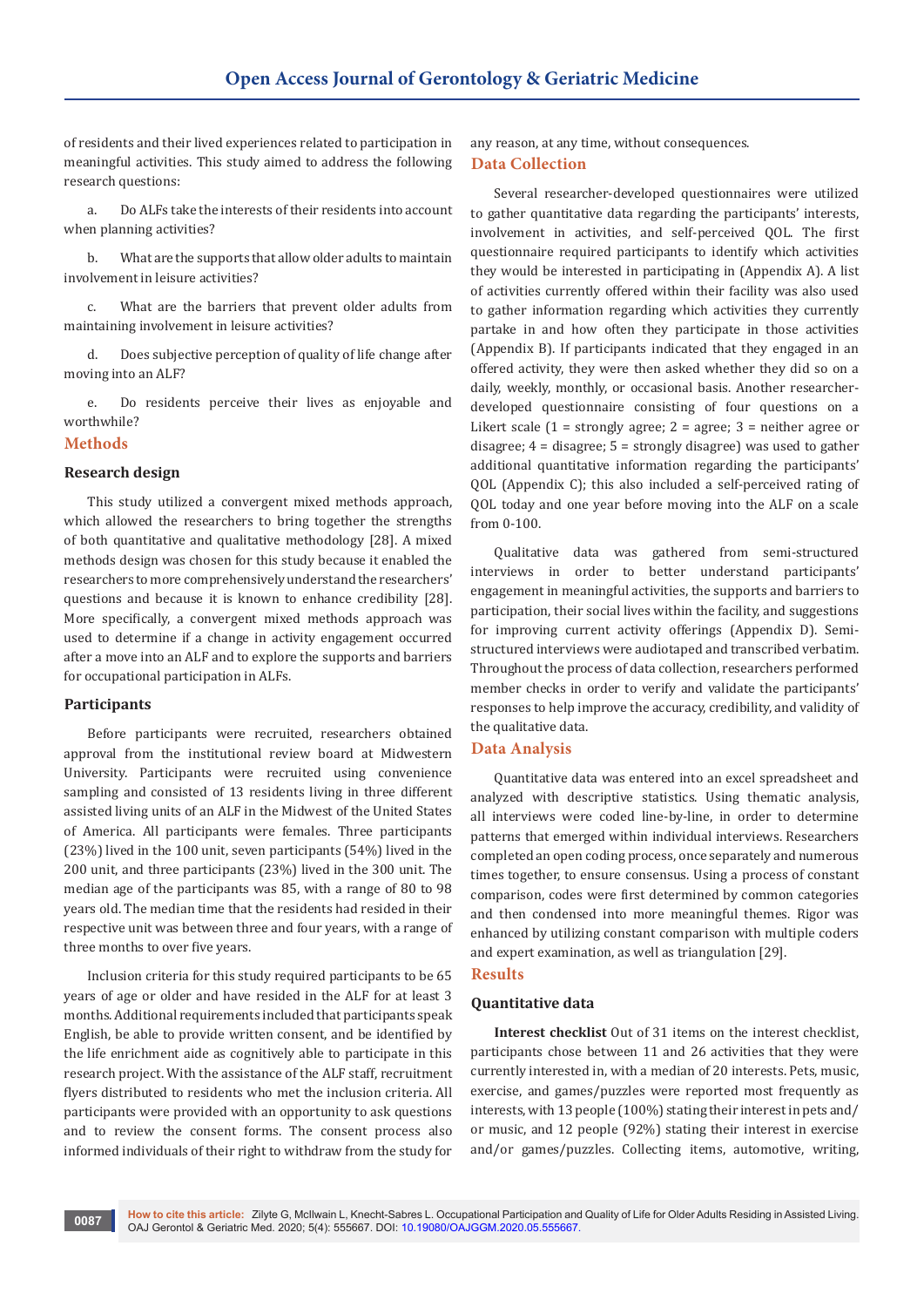of residents and their lived experiences related to participation in meaningful activities. This study aimed to address the following research questions:

a. Do ALFs take the interests of their residents into account when planning activities?

b. What are the supports that allow older adults to maintain involvement in leisure activities?

c. What are the barriers that prevent older adults from maintaining involvement in leisure activities?

d. Does subjective perception of quality of life change after moving into an ALF?

e. Do residents perceive their lives as enjoyable and worthwhile?

## Methods

### Research design

This study utilized a convergent mixed methods approach, which allowed the researchers to bring together the strengths of both quantitative and qualitative methodology [28]. A mixed methods design was chosen for this study because it enabled the researchers to more comprehensively understand the researchers' questions and because it is known to enhance credibility [28]. More specifically, a convergent mixed methods approach was used to determine if a change in activity engagement occurred after a move into an ALF and to explore the supports and barriers for occupational participation in ALFs.

### Participants

Before participants were recruited, researchers obtained approval from the institutional review board at Midwestern University. Participants were recruited using convenience sampling and consisted of 13 residents living in three different assisted living units of an ALF in the Midwest of the United States of America. All participants were females. Three participants (23%) lived in the 100 unit, seven participants (54%) lived in the 200 unit, and three participants (23%) lived in the 300 unit. The median age of the participants was 85, with a range of 80 to 98 years old. The median time that the residents had resided in their respective unit was between three and four years, with a range of three months to over five years.

Inclusion criteria for this study required participants to be 65 years of age or older and have resided in the ALF for at least 3 months. Additional requirements included that participants speak English, be able to provide written consent, and be identified by the life enrichment aide as cognitively able to participate in this research project. With the assistance of the ALF staff, recruitment flyers distributed to residents who met the inclusion criteria. All participants were provided with an opportunity to ask questions and to review the consent forms. The consent process also informed individuals of their right to withdraw from the study for any reason, at any time, without consequences.

## Data Collection

Several researcher-developed questionnaires were utilized to gather quantitative data regarding the participants' interests, involvement in activities, and self-perceived QOL. The first questionnaire required participants to identify which activities they would be interested in participating in (Appendix A). A list of activities currently offered within their facility was also used to gather information regarding which activities they currently partake in and how often they participate in those activities (Appendix B). If participants indicated that they engaged in an offered activity, they were then asked whether they did so on a daily, weekly, monthly, or occasional basis. Another researcher-developed questionnaire consisting of four questions on a Likert scale (1 = strongly agree; 2 = agree; 3 = neither agree or disagree; 4 = disagree; 5 = strongly disagree) was used to gather additional quantitative information regarding the participants' QOL (Appendix C); this also included a self-perceived rating of QOL today and one year before moving into the ALF on a scale from 0-100.

Qualitative data was gathered from semi-structured interviews in order to better understand participants' engagement in meaningful activities, the supports and barriers to participation, their social lives within the facility, and suggestions for improving current activity offerings (Appendix D). Semi-structured interviews were audiotaped and transcribed verbatim. Throughout the process of data collection, researchers performed member checks in order to verify and validate the participants' responses to help improve the accuracy, credibility, and validity of the qualitative data.

## Data Analysis

Quantitative data was entered into an excel spreadsheet and analyzed with descriptive statistics. Using thematic analysis, all interviews were coded line-by-line, in order to determine patterns that emerged within individual interviews. Researchers completed an open coding process, once separately and numerous times together, to ensure consensus. Using a process of constant comparison, codes were first determined by common categories and then condensed into more meaningful themes. Rigor was enhanced by utilizing constant comparison with multiple coders and expert examination, as well as triangulation [29].

## Results

### Quantitative data

**Interest checklist** Out of 31 items on the interest checklist, participants chose between 11 and 26 activities that they were currently interested in, with a median of 20 interests. Pets, music, exercise, and games/puzzles were reported most frequently as interests, with 13 people (100%) stating their interest in pets and/or music, and 12 people (92%) stating their interest in exercise and/or games/puzzles. Collecting items, automotive, writing,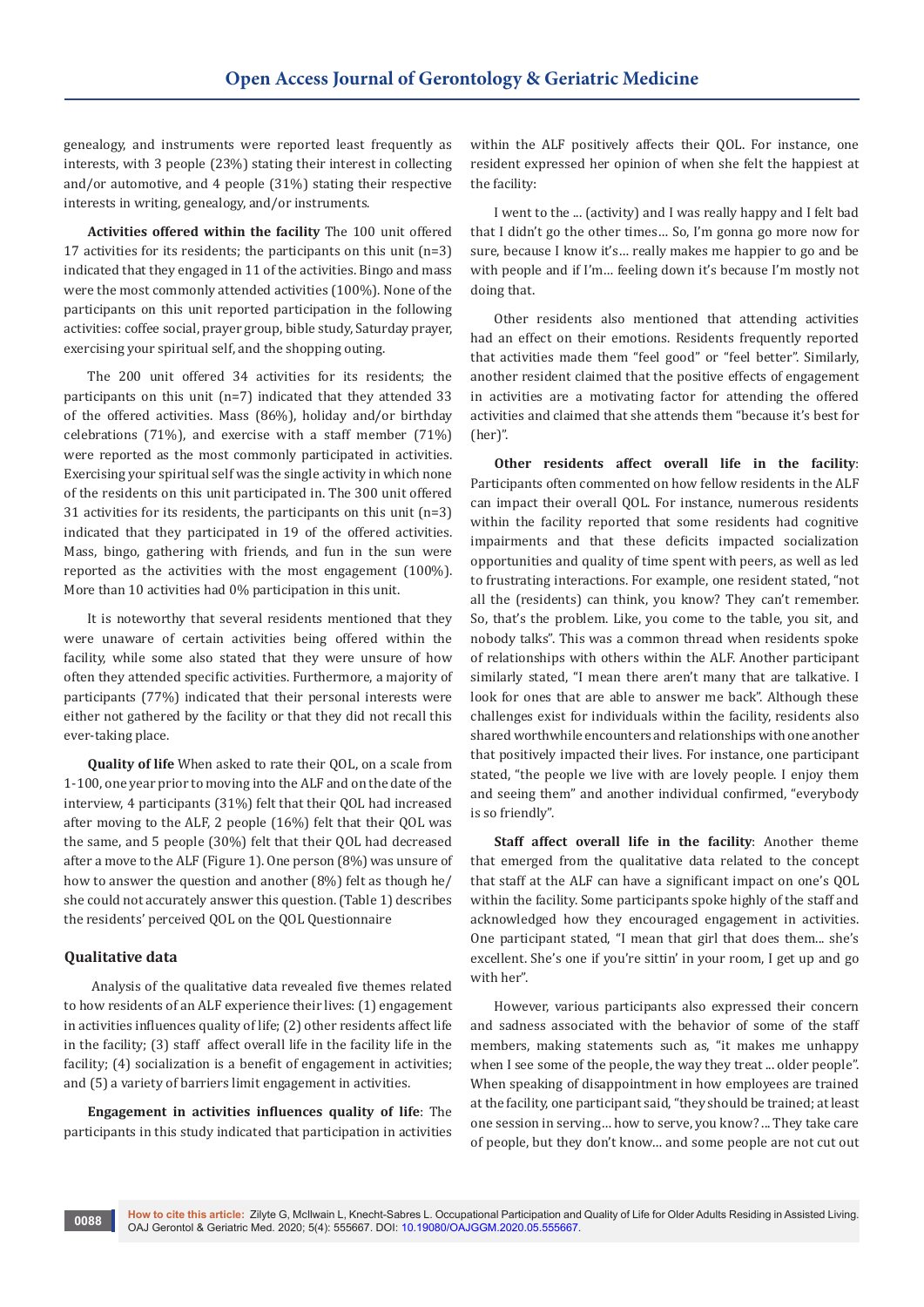genealogy, and instruments were reported least frequently as interests, with 3 people (23%) stating their interest in collecting and/or automotive, and 4 people (31%) stating their respective interests in writing, genealogy, and/or instruments.

**Activities offered within the facility** The 100 unit offered 17 activities for its residents; the participants on this unit (n=3) indicated that they engaged in 11 of the activities. Bingo and mass were the most commonly attended activities (100%). None of the participants on this unit reported participation in the following activities: coffee social, prayer group, bible study, Saturday prayer, exercising your spiritual self, and the shopping outing.

The 200 unit offered 34 activities for its residents; the participants on this unit (n=7) indicated that they attended 33 of the offered activities. Mass (86%), holiday and/or birthday celebrations (71%), and exercise with a staff member (71%) were reported as the most commonly participated in activities. Exercising your spiritual self was the single activity in which none of the residents on this unit participated in. The 300 unit offered 31 activities for its residents, the participants on this unit (n=3) indicated that they participated in 19 of the offered activities. Mass, bingo, gathering with friends, and fun in the sun were reported as the activities with the most engagement (100%). More than 10 activities had 0% participation in this unit.

It is noteworthy that several residents mentioned that they were unaware of certain activities being offered within the facility, while some also stated that they were unsure of how often they attended specific activities. Furthermore, a majority of participants (77%) indicated that their personal interests were either not gathered by the facility or that they did not recall this ever-taking place.

**Quality of life** When asked to rate their QOL, on a scale from 1-100, one year prior to moving into the ALF and on the date of the interview, 4 participants (31%) felt that their QOL had increased after moving to the ALF, 2 people (16%) felt that their QOL was the same, and 5 people (30%) felt that their QOL had decreased after a move to the ALF (Figure 1). One person (8%) was unsure of how to answer the question and another (8%) felt as though he/she could not accurately answer this question. (Table 1) describes the residents' perceived QOL on the QOL Questionnaire

## Qualitative data

Analysis of the qualitative data revealed five themes related to how residents of an ALF experience their lives: (1) engagement in activities influences quality of life; (2) other residents affect life in the facility; (3) staff affect overall life in the facility life in the facility; (4) socialization is a benefit of engagement in activities; and (5) a variety of barriers limit engagement in activities.

**Engagement in activities influences quality of life**: The participants in this study indicated that participation in activities within the ALF positively affects their QOL. For instance, one resident expressed her opinion of when she felt the happiest at the facility:

I went to the ... (activity) and I was really happy and I felt bad that I didn't go the other times… So, I'm gonna go more now for sure, because I know it's… really makes me happier to go and be with people and if I'm… feeling down it's because I'm mostly not doing that.

Other residents also mentioned that attending activities had an effect on their emotions. Residents frequently reported that activities made them "feel good" or "feel better". Similarly, another resident claimed that the positive effects of engagement in activities are a motivating factor for attending the offered activities and claimed that she attends them "because it's best for (her)".

**Other residents affect overall life in the facility**: Participants often commented on how fellow residents in the ALF can impact their overall QOL. For instance, numerous residents within the facility reported that some residents had cognitive impairments and that these deficits impacted socialization opportunities and quality of time spent with peers, as well as led to frustrating interactions. For example, one resident stated, "not all the (residents) can think, you know? They can't remember. So, that's the problem. Like, you come to the table, you sit, and nobody talks". This was a common thread when residents spoke of relationships with others within the ALF. Another participant similarly stated, "I mean there aren't many that are talkative. I look for ones that are able to answer me back". Although these challenges exist for individuals within the facility, residents also shared worthwhile encounters and relationships with one another that positively impacted their lives. For instance, one participant stated, "the people we live with are lovely people. I enjoy them and seeing them" and another individual confirmed, "everybody is so friendly".

**Staff affect overall life in the facility**: Another theme that emerged from the qualitative data related to the concept that staff at the ALF can have a significant impact on one's QOL within the facility. Some participants spoke highly of the staff and acknowledged how they encouraged engagement in activities. One participant stated, "I mean that girl that does them... she's excellent. She's one if you're sittin' in your room, I get up and go with her".

However, various participants also expressed their concern and sadness associated with the behavior of some of the staff members, making statements such as, "it makes me unhappy when I see some of the people, the way they treat ... older people". When speaking of disappointment in how employees are trained at the facility, one participant said, "they should be trained; at least one session in serving… how to serve, you know? ... They take care of people, but they don't know… and some people are not cut out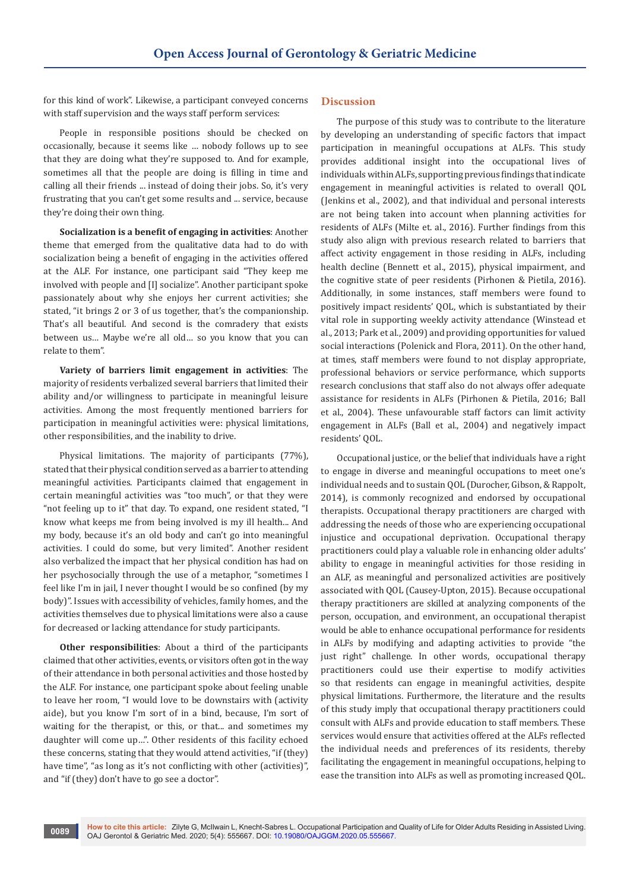for this kind of work". Likewise, a participant conveyed concerns with staff supervision and the ways staff perform services:

People in responsible positions should be checked on occasionally, because it seems like ... nobody follows up to see that they are doing what they're supposed to. And for example, sometimes all that the people are doing is filling in time and calling all their friends ... instead of doing their jobs. So, it's very frustrating that you can't get some results and ... service, because they're doing their own thing.

**Socialization is a benefit of engaging in activities**: Another theme that emerged from the qualitative data had to do with socialization being a benefit of engaging in the activities offered at the ALF. For instance, one participant said "They keep me involved with people and [I] socialize". Another participant spoke passionately about why she enjoys her current activities; she stated, "it brings 2 or 3 of us together, that's the companionship. That's all beautiful. And second is the comradery that exists between us... Maybe we're all old... so you know that you can relate to them".

**Variety of barriers limit engagement in activities**: The majority of residents verbalized several barriers that limited their ability and/or willingness to participate in meaningful leisure activities. Among the most frequently mentioned barriers for participation in meaningful activities were: physical limitations, other responsibilities, and the inability to drive.

Physical limitations. The majority of participants (77%), stated that their physical condition served as a barrier to attending meaningful activities. Participants claimed that engagement in certain meaningful activities was "too much", or that they were "not feeling up to it" that day. To expand, one resident stated, "I know what keeps me from being involved is my ill health... And my body, because it's an old body and can't go into meaningful activities. I could do some, but very limited". Another resident also verbalized the impact that her physical condition has had on her psychosocially through the use of a metaphor, "sometimes I feel like I'm in jail, I never thought I would be so confined (by my body)". Issues with accessibility of vehicles, family homes, and the activities themselves due to physical limitations were also a cause for decreased or lacking attendance for study participants.

**Other responsibilities**: About a third of the participants claimed that other activities, events, or visitors often got in the way of their attendance in both personal activities and those hosted by the ALF. For instance, one participant spoke about feeling unable to leave her room, "I would love to be downstairs with (activity aide), but you know I'm sort of in a bind, because, I'm sort of waiting for the therapist, or this, or that... and sometimes my daughter will come up...". Other residents of this facility echoed these concerns, stating that they would attend activities, "if (they) have time", "as long as it's not conflicting with other (activities)", and "if (they) don't have to go see a doctor".

## Discussion

The purpose of this study was to contribute to the literature by developing an understanding of specific factors that impact participation in meaningful occupations at ALFs. This study provides additional insight into the occupational lives of individuals within ALFs, supporting previous findings that indicate engagement in meaningful activities is related to overall QOL (Jenkins et al., 2002), and that individual and personal interests are not being taken into account when planning activities for residents of ALFs (Milte et. al., 2016). Further findings from this study also align with previous research related to barriers that affect activity engagement in those residing in ALFs, including health decline (Bennett et al., 2015), physical impairment, and the cognitive state of peer residents (Pirhonen & Pietila, 2016). Additionally, in some instances, staff members were found to positively impact residents' QOL, which is substantiated by their vital role in supporting weekly activity attendance (Winstead et al., 2013; Park et al., 2009) and providing opportunities for valued social interactions (Polenick and Flora, 2011). On the other hand, at times, staff members were found to not display appropriate, professional behaviors or service performance, which supports research conclusions that staff also do not always offer adequate assistance for residents in ALFs (Pirhonen & Pietila, 2016; Ball et al., 2004). These unfavourable staff factors can limit activity engagement in ALFs (Ball et al., 2004) and negatively impact residents' QOL.

Occupational justice, or the belief that individuals have a right to engage in diverse and meaningful occupations to meet one's individual needs and to sustain QOL (Durocher, Gibson, & Rappolt, 2014), is commonly recognized and endorsed by occupational therapists. Occupational therapy practitioners are charged with addressing the needs of those who are experiencing occupational injustice and occupational deprivation. Occupational therapy practitioners could play a valuable role in enhancing older adults' ability to engage in meaningful activities for those residing in an ALF, as meaningful and personalized activities are positively associated with QOL (Causey-Upton, 2015). Because occupational therapy practitioners are skilled at analyzing components of the person, occupation, and environment, an occupational therapist would be able to enhance occupational performance for residents in ALFs by modifying and adapting activities to provide "the just right" challenge. In other words, occupational therapy practitioners could use their expertise to modify activities so that residents can engage in meaningful activities, despite physical limitations. Furthermore, the literature and the results of this study imply that occupational therapy practitioners could consult with ALFs and provide education to staff members. These services would ensure that activities offered at the ALFs reflected the individual needs and preferences of its residents, thereby facilitating the engagement in meaningful occupations, helping to ease the transition into ALFs as well as promoting increased QOL.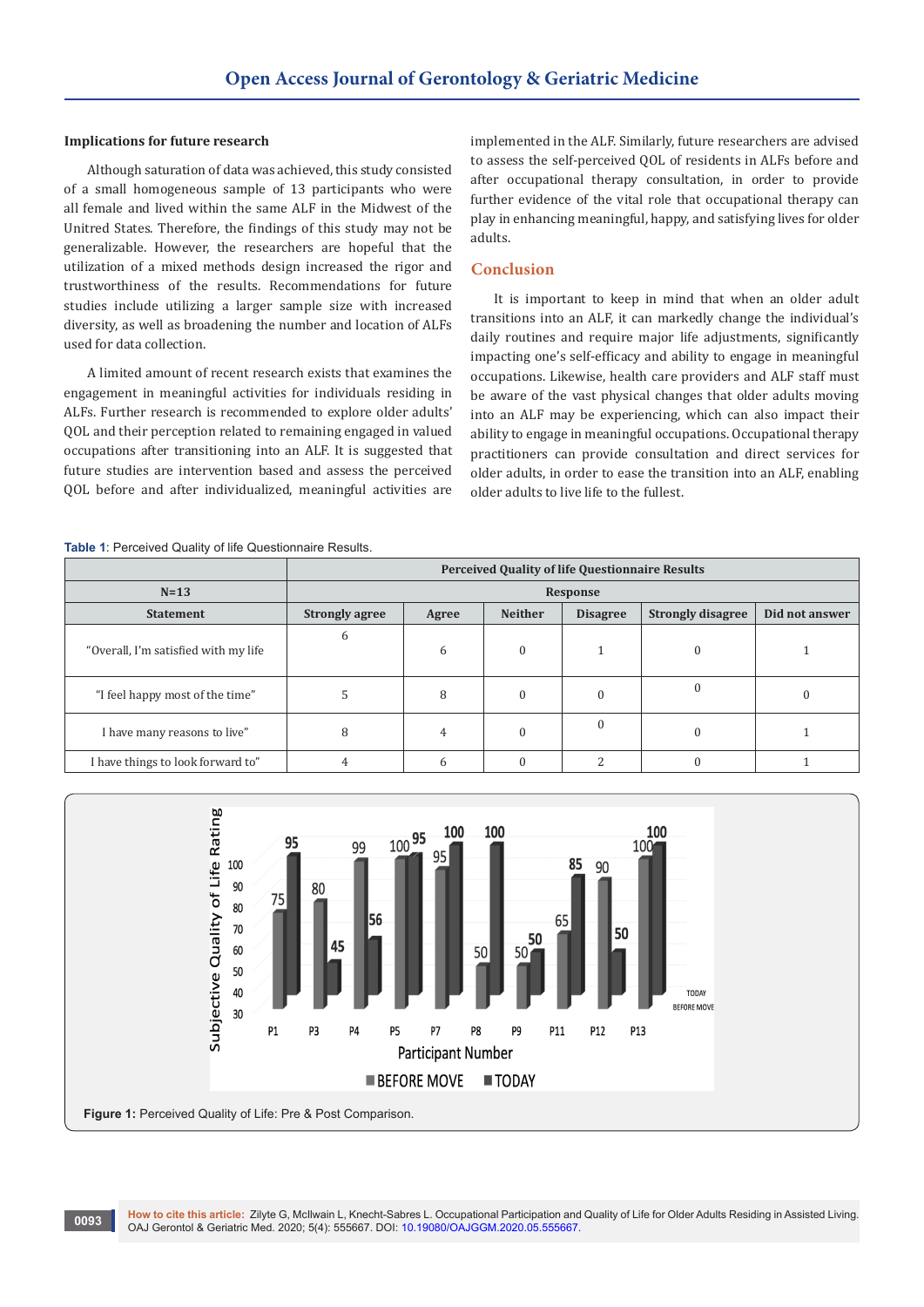### Implications for future research

Although saturation of data was achieved, this study consisted of a small homogeneous sample of 13 participants who were all female and lived within the same ALF in the Midwest of the Unitred States. Therefore, the findings of this study may not be generalizable. However, the researchers are hopeful that the utilization of a mixed methods design increased the rigor and trustworthiness of the results. Recommendations for future studies include utilizing a larger sample size with increased diversity, as well as broadening the number and location of ALFs used for data collection.

A limited amount of recent research exists that examines the engagement in meaningful activities for individuals residing in ALFs. Further research is recommended to explore older adults' QOL and their perception related to remaining engaged in valued occupations after transitioning into an ALF. It is suggested that future studies are intervention based and assess the perceived QOL before and after individualized, meaningful activities are implemented in the ALF. Similarly, future researchers are advised to assess the self-perceived QOL of residents in ALFs before and after occupational therapy consultation, in order to provide further evidence of the vital role that occupational therapy can play in enhancing meaningful, happy, and satisfying lives for older adults.

## Conclusion

It is important to keep in mind that when an older adult transitions into an ALF, it can markedly change the individual's daily routines and require major life adjustments, significantly impacting one's self-efficacy and ability to engage in meaningful occupations. Likewise, health care providers and ALF staff must be aware of the vast physical changes that older adults moving into an ALF may be experiencing, which can also impact their ability to engage in meaningful occupations. Occupational therapy practitioners can provide consultation and direct services for older adults, in order to ease the transition into an ALF, enabling older adults to live life to the fullest.

**Table 1**: Perceived Quality of life Questionnaire Results.

| | Perceived Quality of life Questionnaire Results | | | | | |
|---|---|---|---|---|---|---|
| N=13 | Response | | | | | |
| Statement | Strongly agree | Agree | Neither | Disagree | Strongly disagree | Did not answer |
| "Overall, I'm satisfied with my life | 6 | 6 | 0 | 1 | 0 | 1 |
| "I feel happy most of the time" | 5 | 8 | 0 | 0 | 0 | 0 |
| I have many reasons to live" | 8 | 4 | 0 | 0 | 0 | 1 |
| I have things to look forward to" | 4 | 6 | 0 | 2 | 0 | 1 |

**Figure 1:** Perceived Quality of Life: Pre & Post Comparison.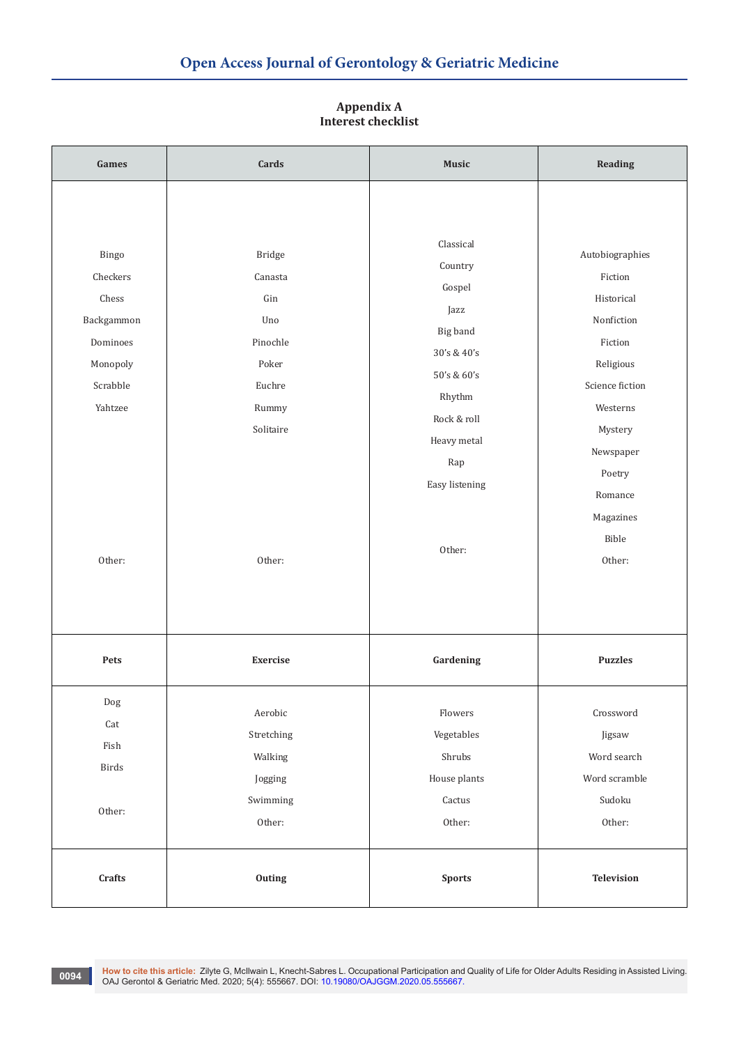## Appendix A
## Interest checklist

| Games | Cards | Music | Reading |
|---|---|---|---|
| Bingo<br>Checkers<br>Chess<br>Backgammon<br>Dominoes<br>Monopoly<br>Scrabble<br>Yahtzee<br><br>Other: | Bridge<br>Canasta<br>Gin<br>Uno<br>Pinochle<br>Poker<br>Euchre<br>Rummy<br>Solitaire<br><br>Other: | Classical<br>Country<br>Gospel<br>Jazz<br>Big band<br>30's & 40's<br>50's & 60's<br>Rhythm<br>Rock & roll<br>Heavy metal<br>Rap<br>Easy listening<br><br>Other: | Autobiographies<br>Fiction<br>Historical<br>Nonfiction<br>Fiction<br>Religious<br>Science fiction<br>Westerns<br>Mystery<br>Newspaper<br>Poetry<br>Romance<br>Magazines<br>Bible<br>Other: |
| **Pets** | **Exercise** | **Gardening** | **Puzzles** |
| Dog<br>Cat<br>Fish<br>Birds<br><br>Other: | Aerobic<br>Stretching<br>Walking<br>Jogging<br>Swimming<br>Other: | Flowers<br>Vegetables<br>Shrubs<br>House plants<br>Cactus<br>Other: | Crossword<br>Jigsaw<br>Word search<br>Word scramble<br>Sudoku<br>Other: |
| **Crafts** | **Outing** | **Sports** | **Television** |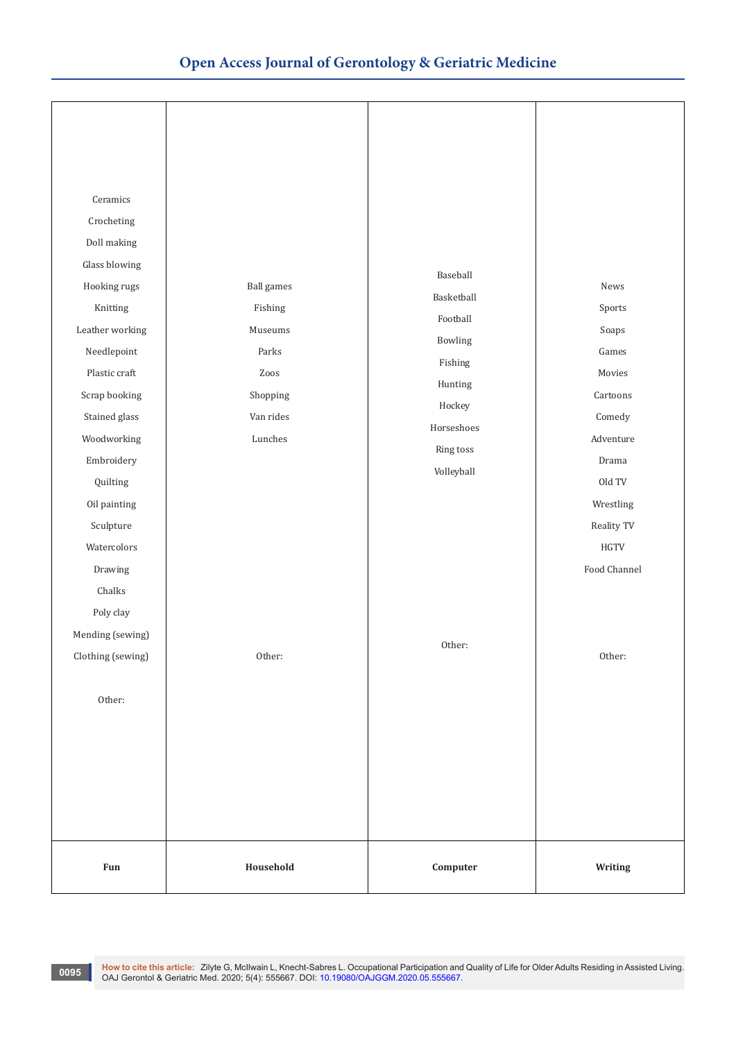| Fun | Household | Computer | Writing |
|---|---|---|---|
| Ceramics<br>Crocheting<br>Doll making<br>Glass blowing<br>Hooking rugs<br>Knitting<br>Leather working<br>Needlepoint<br>Plastic craft<br>Scrap booking<br>Stained glass<br>Woodworking<br>Embroidery<br>Quilting<br>Oil painting<br>Sculpture<br>Watercolors<br>Drawing<br>Chalks<br>Poly clay<br>Mending (sewing)<br>Clothing (sewing)<br><br>Other: | Ball games<br>Fishing<br>Museums<br>Parks<br>Zoos<br>Shopping<br>Van rides<br>Lunches<br><br>Other: | Baseball<br>Basketball<br>Football<br>Bowling<br>Fishing<br>Hunting<br>Hockey<br>Horseshoes<br>Ring toss<br>Volleyball<br><br>Other: | News<br>Sports<br>Soaps<br>Games<br>Movies<br>Cartoons<br>Comedy<br>Adventure<br>Drama<br>Old TV<br>Wrestling<br>Reality TV<br>HGTV<br>Food Channel<br><br>Other: |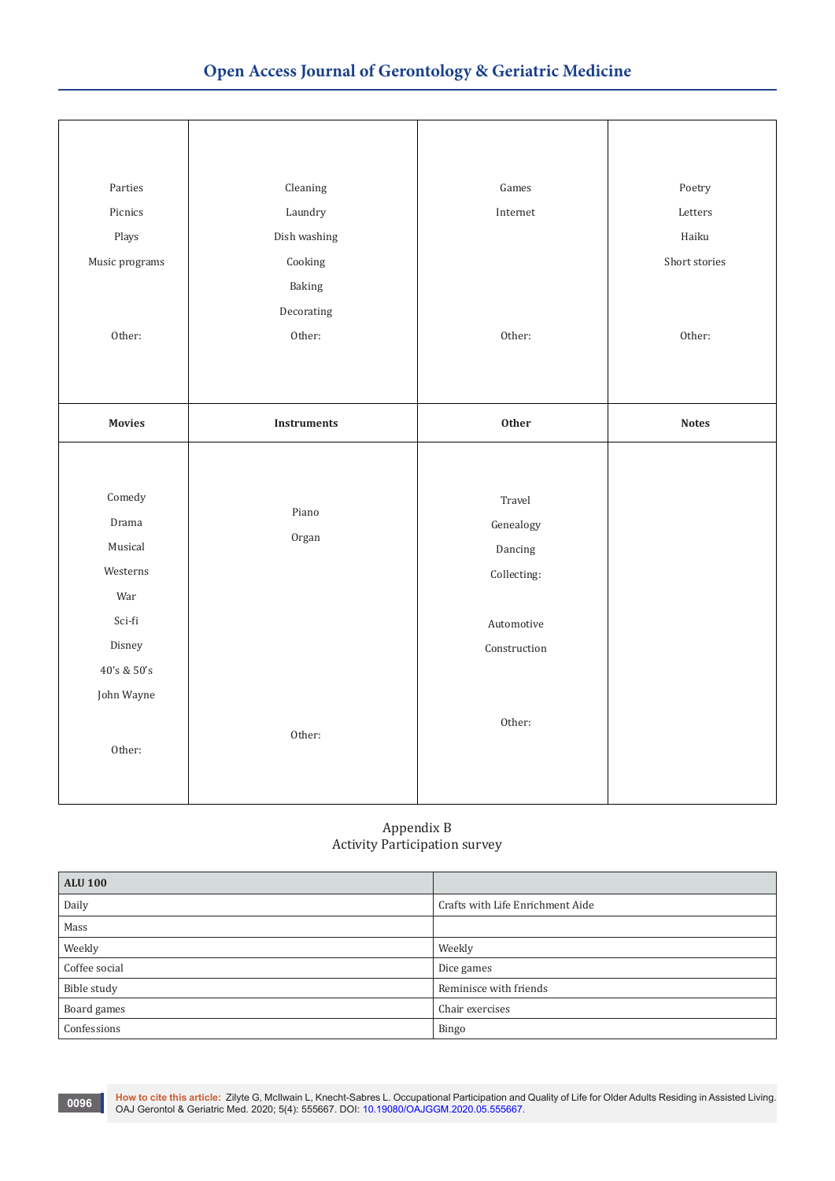| Parties<br>Picnics<br>Plays<br>Music programs<br><br>Other: | Cleaning<br>Laundry<br>Dish washing<br>Cooking<br>Baking<br>Decorating<br>Other: | Games<br>Internet<br><br>Other: | Poetry<br>Letters<br>Haiku<br>Short stories<br><br>Other: |
|---|---|---|---|
| **Movies** | **Instruments** | **Other** | **Notes** |
| Comedy<br>Drama<br>Musical<br>Westerns<br>War<br>Sci-fi<br>Disney<br>40's & 50's<br>John Wayne<br><br>Other: | Piano<br>Organ<br><br>Other: | Travel<br>Genealogy<br>Dancing<br>Collecting:<br><br>Automotive<br>Construction<br><br>Other: | |

Appendix B
Activity Participation survey

| ALU 100 | |
|---|---|
| Daily | Crafts with Life Enrichment Aide |
| Mass | |
| Weekly | Weekly |
| Coffee social | Dice games |
| Bible study | Reminisce with friends |
| Board games | Chair exercises |
| Confessions | Bingo |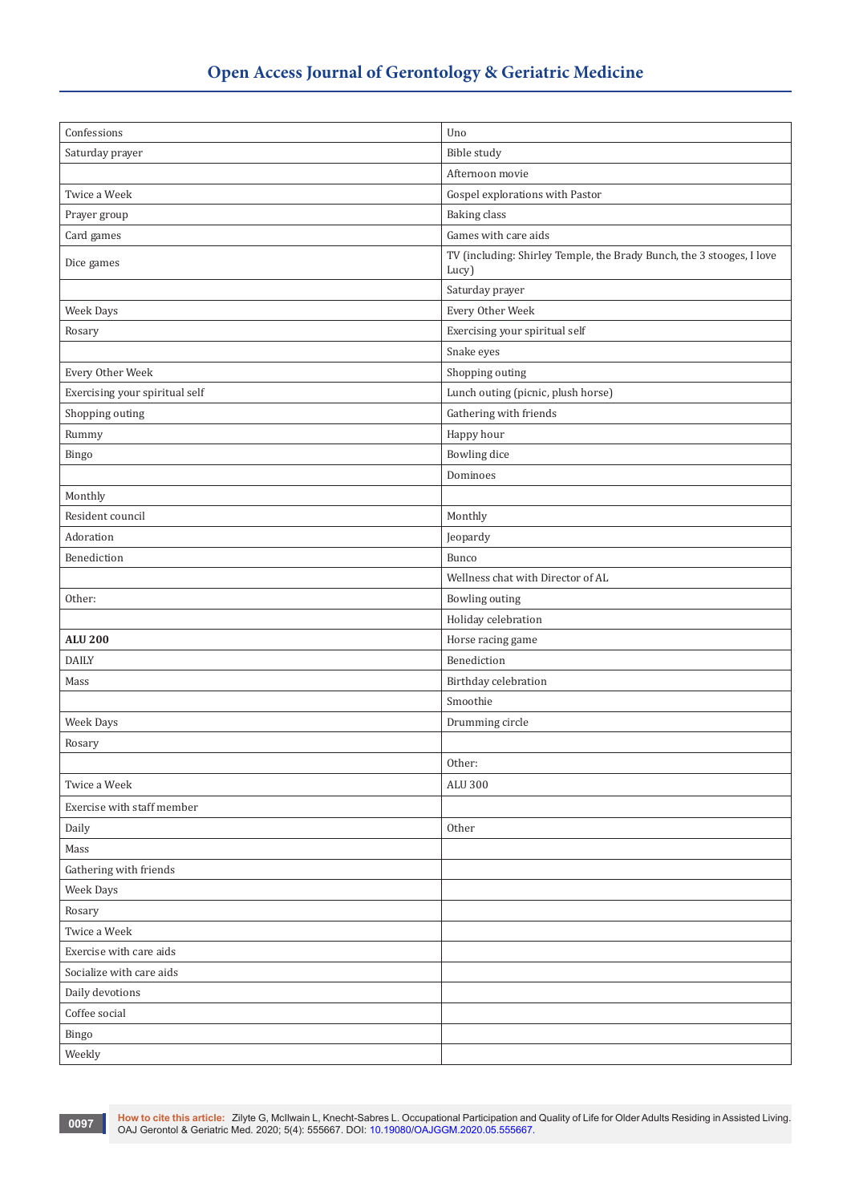| Confessions | Uno |
|---|---|
| Saturday prayer | Bible study |
| | Afternoon movie |
| Twice a Week | Gospel explorations with Pastor |
| Prayer group | Baking class |
| Card games | Games with care aids |
| Dice games | TV (including: Shirley Temple, the Brady Bunch, the 3 stooges, I love Lucy) |
| | Saturday prayer |
| Week Days | Every Other Week |
| Rosary | Exercising your spiritual self |
| | Snake eyes |
| Every Other Week | Shopping outing |
| Exercising your spiritual self | Lunch outing (picnic, plush horse) |
| Shopping outing | Gathering with friends |
| Rummy | Happy hour |
| Bingo | Bowling dice |
| | Dominoes |
| Monthly | |
| Resident council | Monthly |
| Adoration | Jeopardy |
| Benediction | Bunco |
| | Wellness chat with Director of AL |
| Other: | Bowling outing |
| | Holiday celebration |
| **ALU 200** | Horse racing game |
| DAILY | Benediction |
| Mass | Birthday celebration |
| | Smoothie |
| Week Days | Drumming circle |
| Rosary | |
| | Other: |
| Twice a Week | ALU 300 |
| Exercise with staff member | |
| Daily | Other |
| Mass | |
| Gathering with friends | |
| Week Days | |
| Rosary | |
| Twice a Week | |
| Exercise with care aids | |
| Socialize with care aids | |
| Daily devotions | |
| Coffee social | |
| Bingo | |
| Weekly | |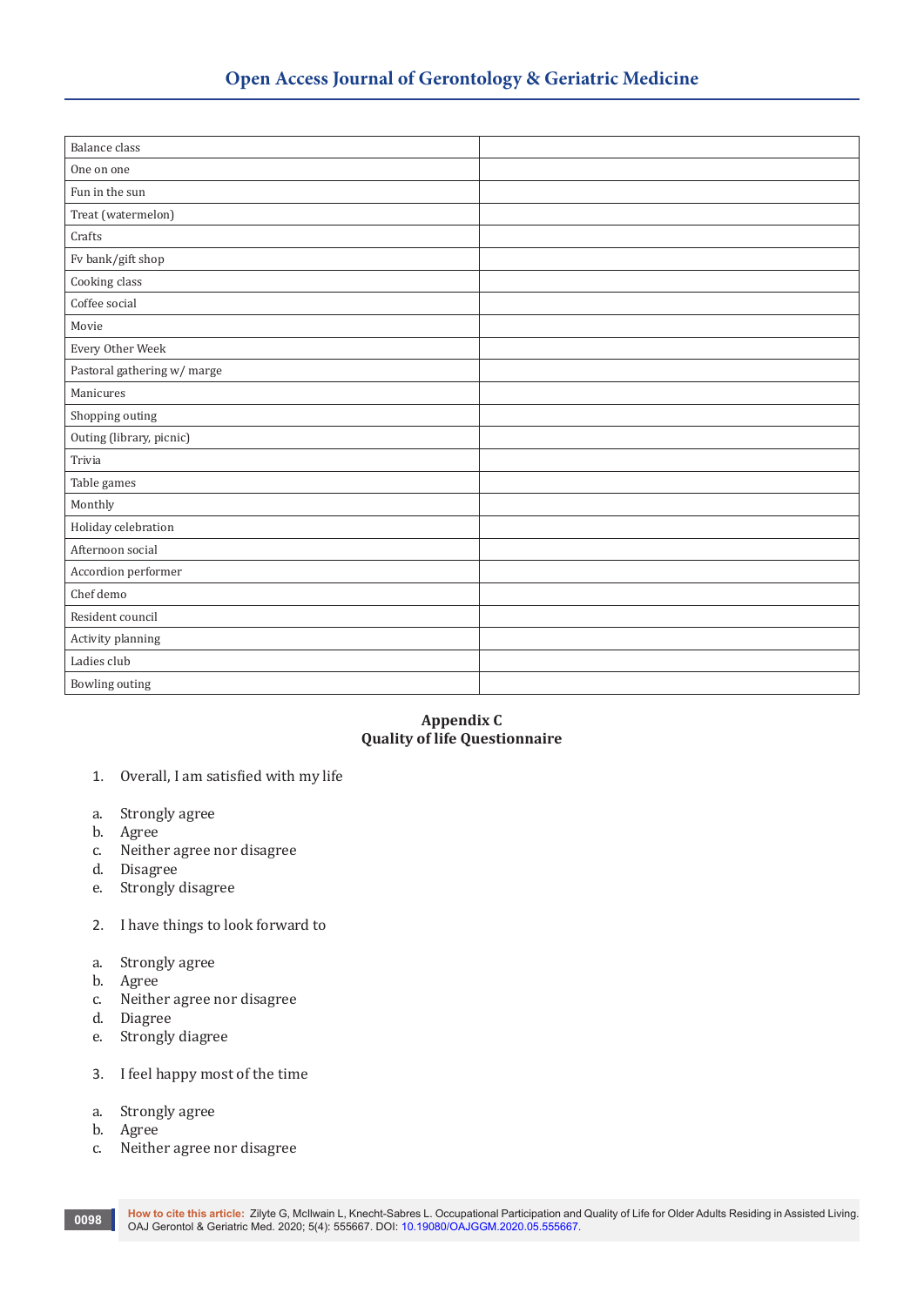| | |
|---|---|
| Balance class | |
| One on one | |
| Fun in the sun | |
| Treat (watermelon) | |
| Crafts | |
| Fv bank/gift shop | |
| Cooking class | |
| Coffee social | |
| Movie | |
| Every Other Week | |
| Pastoral gathering w/ marge | |
| Manicures | |
| Shopping outing | |
| Outing (library, picnic) | |
| Trivia | |
| Table games | |
| Monthly | |
| Holiday celebration | |
| Afternoon social | |
| Accordion performer | |
| Chef demo | |
| Resident council | |
| Activity planning | |
| Ladies club | |
| Bowling outing | |

## Appendix C
## Quality of life Questionnaire

1. Overall, I am satisfied with my life

a. Strongly agree
b. Agree
c. Neither agree nor disagree
d. Disagree
e. Strongly disagree

2. I have things to look forward to

a. Strongly agree
b. Agree
c. Neither agree nor disagree
d. Diagree
e. Strongly diagree

3. I feel happy most of the time

a. Strongly agree
b. Agree
c. Neither agree nor disagree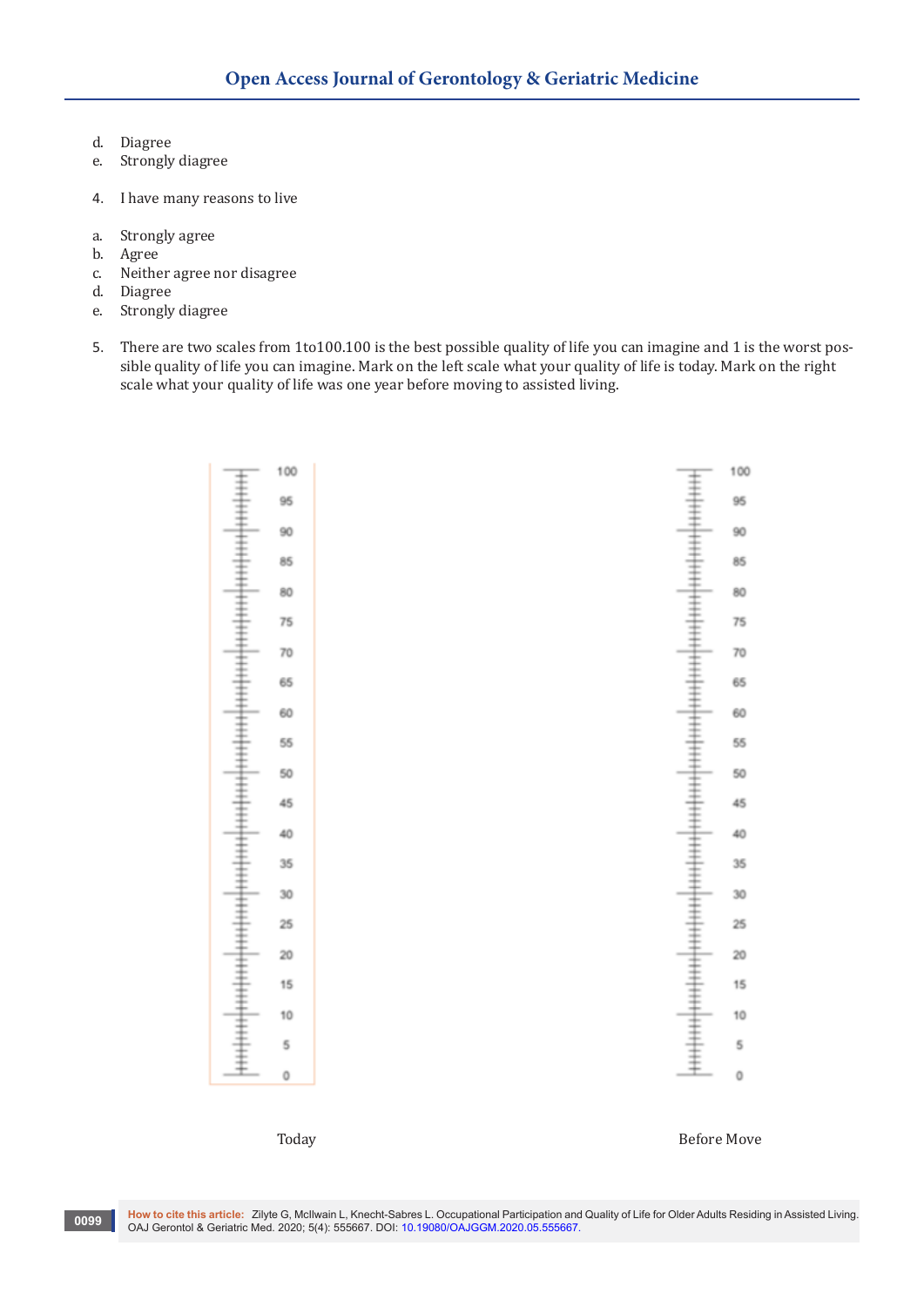d. Diagree
e. Strongly diagree

4. I have many reasons to live

a. Strongly agree
b. Agree
c. Neither agree nor disagree
d. Diagree
e. Strongly diagree

5. There are two scales from 1to100.100 is the best possible quality of life you can imagine and 1 is the worst possible quality of life you can imagine. Mark on the left scale what your quality of life is today. Mark on the right scale what your quality of life was one year before moving to assisted living.

| Today | Before Move |
|---|---|
| 100 | 100 |
| 95 | 95 |
| 90 | 90 |
| 85 | 85 |
| 80 | 80 |
| 75 | 75 |
| 70 | 70 |
| 65 | 65 |
| 60 | 60 |
| 55 | 55 |
| 50 | 50 |
| 45 | 45 |
| 40 | 40 |
| 35 | 35 |
| 30 | 30 |
| 25 | 25 |
| 20 | 20 |
| 15 | 15 |
| 10 | 10 |
| 5 | 5 |
| 0 | 0 |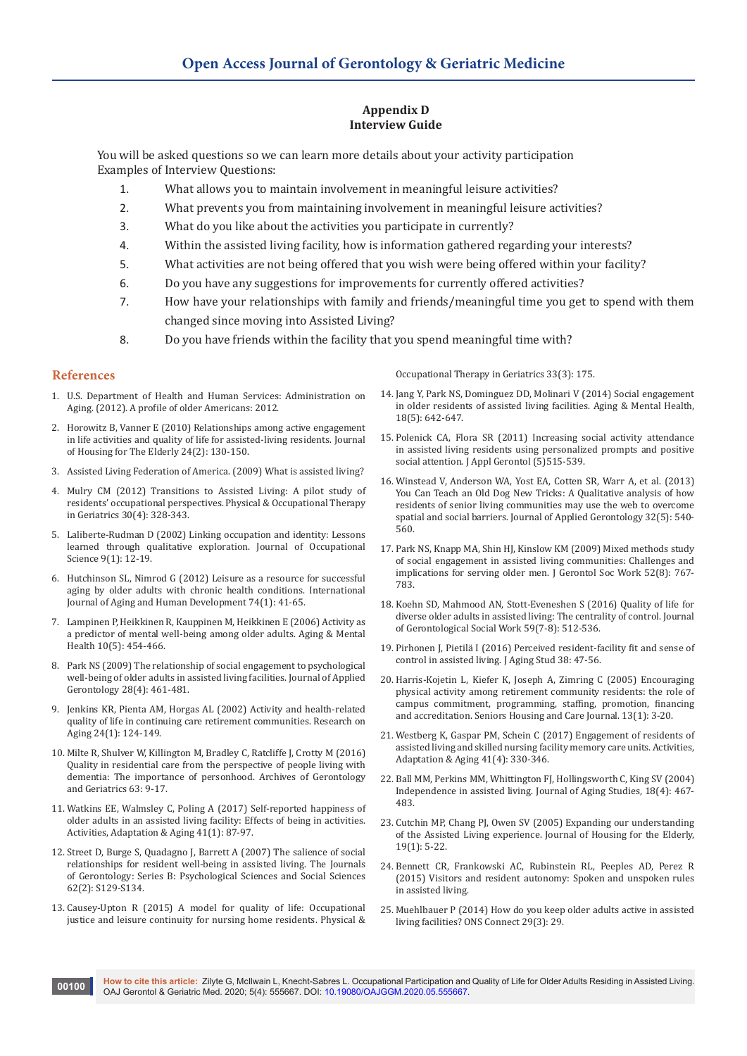**Appendix D**
**Interview Guide**

You will be asked questions so we can learn more details about your activity participation
Examples of Interview Questions:

1. What allows you to maintain involvement in meaningful leisure activities?
2. What prevents you from maintaining involvement in meaningful leisure activities?
3. What do you like about the activities you participate in currently?
4. Within the assisted living facility, how is information gathered regarding your interests?
5. What activities are not being offered that you wish were being offered within your facility?
6. Do you have any suggestions for improvements for currently offered activities?
7. How have your relationships with family and friends/meaningful time you get to spend with them changed since moving into Assisted Living?
8. Do you have friends within the facility that you spend meaningful time with?

## References

1. U.S. Department of Health and Human Services: Administration on Aging. (2012). A profile of older Americans: 2012.
2. Horowitz B, Vanner E (2010) Relationships among active engagement in life activities and quality of life for assisted-living residents. Journal of Housing for The Elderly 24(2): 130-150.
3. Assisted Living Federation of America. (2009) What is assisted living?
4. Mulry CM (2012) Transitions to Assisted Living: A pilot study of residents' occupational perspectives. Physical & Occupational Therapy in Geriatrics 30(4): 328-343.
5. Laliberte-Rudman D (2002) Linking occupation and identity: Lessons learned through qualitative exploration. Journal of Occupational Science 9(1): 12-19.
6. Hutchinson SL, Nimrod G (2012) Leisure as a resource for successful aging by older adults with chronic health conditions. International Journal of Aging and Human Development 74(1): 41-65.
7. Lampinen P, Heikkinen R, Kauppinen M, Heikkinen E (2006) Activity as a predictor of mental well-being among older adults. Aging & Mental Health 10(5): 454-466.
8. Park NS (2009) The relationship of social engagement to psychological well-being of older adults in assisted living facilities. Journal of Applied Gerontology 28(4): 461-481.
9. Jenkins KR, Pienta AM, Horgas AL (2002) Activity and health-related quality of life in continuing care retirement communities. Research on Aging 24(1): 124-149.
10. Milte R, Shulver W, Killington M, Bradley C, Ratcliffe J, Crotty M (2016) Quality in residential care from the perspective of people living with dementia: The importance of personhood. Archives of Gerontology and Geriatrics 63: 9-17.
11. Watkins EE, Walmsley C, Poling A (2017) Self-reported happiness of older adults in an assisted living facility: Effects of being in activities. Activities, Adaptation & Aging 41(1): 87-97.
12. Street D, Burge S, Quadagno J, Barrett A (2007) The salience of social relationships for resident well-being in assisted living. The Journals of Gerontology: Series B: Psychological Sciences and Social Sciences 62(2): S129-S134.
13. Causey-Upton R (2015) A model for quality of life: Occupational justice and leisure continuity for nursing home residents. Physical & Occupational Therapy in Geriatrics 33(3): 175.
14. Jang Y, Park NS, Dominguez DD, Molinari V (2014) Social engagement in older residents of assisted living facilities. Aging & Mental Health, 18(5): 642-647.
15. Polenick CA, Flora SR (2011) Increasing social activity attendance in assisted living residents using personalized prompts and positive social attention. J Appl Gerontol (5)515-539.
16. Winstead V, Anderson WA, Yost EA, Cotten SR, Warr A, et al. (2013) You Can Teach an Old Dog New Tricks: A Qualitative analysis of how residents of senior living communities may use the web to overcome spatial and social barriers. Journal of Applied Gerontology 32(5): 540-560.
17. Park NS, Knapp MA, Shin HJ, Kinslow KM (2009) Mixed methods study of social engagement in assisted living communities: Challenges and implications for serving older men. J Gerontol Soc Work 52(8): 767-783.
18. Koehn SD, Mahmood AN, Stott-Eveneshen S (2016) Quality of life for diverse older adults in assisted living: The centrality of control. Journal of Gerontological Social Work 59(7-8): 512-536.
19. Pirhonen J, Pietilä I (2016) Perceived resident-facility fit and sense of control in assisted living. J Aging Stud 38: 47-56.
20. Harris-Kojetin L, Kiefer K, Joseph A, Zimring C (2005) Encouraging physical activity among retirement community residents: the role of campus commitment, programming, staffing, promotion, financing and accreditation. Seniors Housing and Care Journal. 13(1): 3-20.
21. Westberg K, Gaspar PM, Schein C (2017) Engagement of residents of assisted living and skilled nursing facility memory care units. Activities, Adaptation & Aging 41(4): 330-346.
22. Ball MM, Perkins MM, Whittington FJ, Hollingsworth C, King SV (2004) Independence in assisted living. Journal of Aging Studies, 18(4): 467-483.
23. Cutchin MP, Chang PJ, Owen SV (2005) Expanding our understanding of the Assisted Living experience. Journal of Housing for the Elderly, 19(1): 5-22.
24. Bennett CR, Frankowski AC, Rubinstein RL, Peeples AD, Perez R (2015) Visitors and resident autonomy: Spoken and unspoken rules in assisted living.
25. Muehlbauer P (2014) How do you keep older adults active in assisted living facilities? ONS Connect 29(3): 29.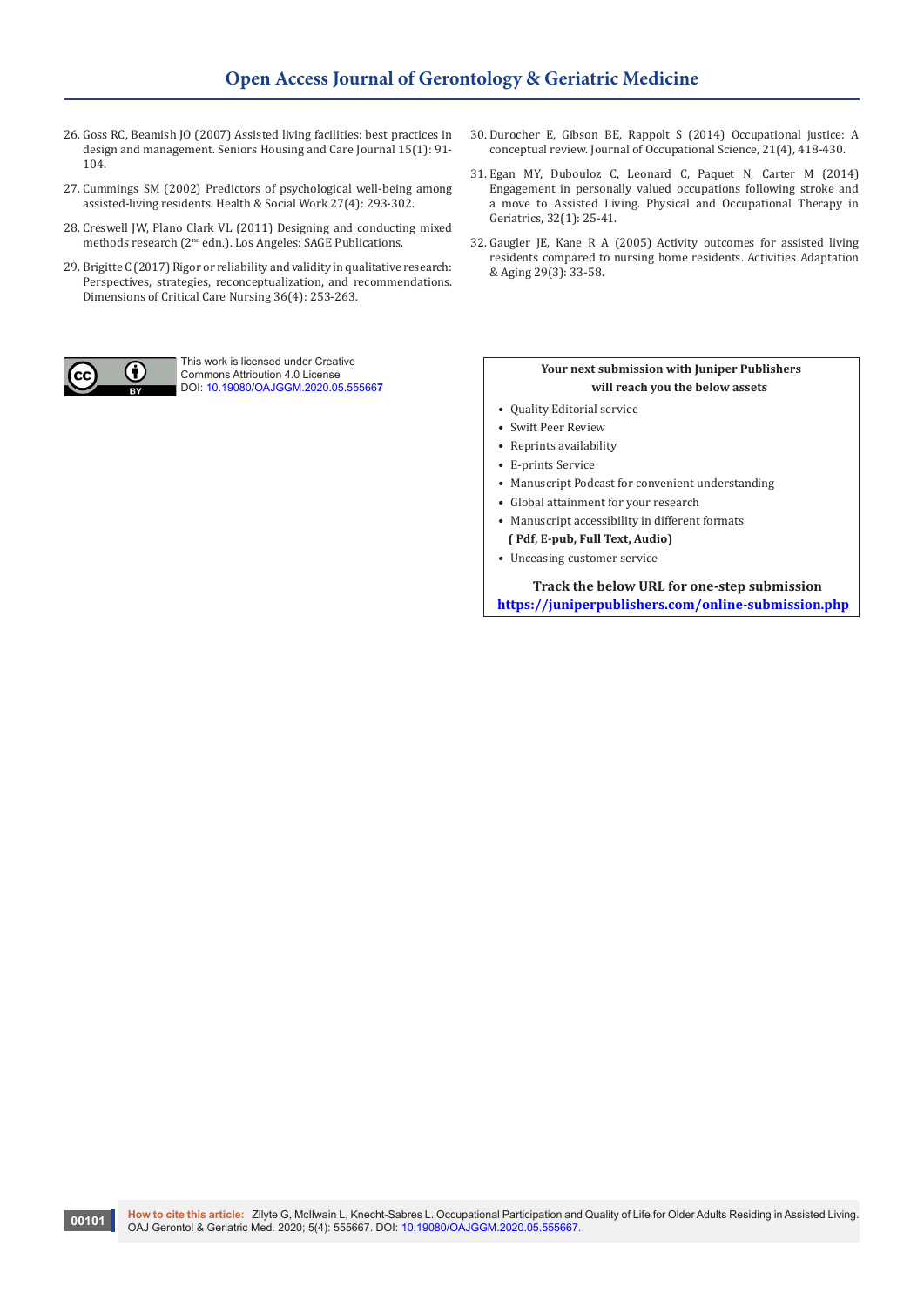26. Goss RC, Beamish JO (2007) Assisted living facilities: best practices in design and management. Seniors Housing and Care Journal 15(1): 91-104.
27. Cummings SM (2002) Predictors of psychological well-being among assisted-living residents. Health & Social Work 27(4): 293-302.
28. Creswell JW, Plano Clark VL (2011) Designing and conducting mixed methods research (2nd edn.). Los Angeles: SAGE Publications.
29. Brigitte C (2017) Rigor or reliability and validity in qualitative research: Perspectives, strategies, reconceptualization, and recommendations. Dimensions of Critical Care Nursing 36(4): 253-263.
30. Durocher E, Gibson BE, Rappolt S (2014) Occupational justice: A conceptual review. Journal of Occupational Science, 21(4), 418-430.
31. Egan MY, Dubouloz C, Leonard C, Paquet N, Carter M (2014) Engagement in personally valued occupations following stroke and a move to Assisted Living. Physical and Occupational Therapy in Geriatrics, 32(1): 25-41.
32. Gaugler JE, Kane R A (2005) Activity outcomes for assisted living residents compared to nursing home residents. Activities Adaptation & Aging 29(3): 33-58.

This work is licensed under Creative Commons Attribution 4.0 License
DOI: 10.19080/OAJGGM.2020.05.555667

**Your next submission with Juniper Publishers will reach you the below assets**

- Quality Editorial service
- Swift Peer Review
- Reprints availability
- E-prints Service
- Manuscript Podcast for convenient understanding
- Global attainment for your research
- Manuscript accessibility in different formats
  **( Pdf, E-pub, Full Text, Audio)**
- Unceasing customer service

**Track the below URL for one-step submission**
**https://juniperpublishers.com/online-submission.php**

**How to cite this article:** Zilyte G, McIlwain L, Knecht-Sabres L. Occupational Participation and Quality of Life for Older Adults Residing in Assisted Living. OAJ Gerontol & Geriatric Med. 2020; 5(4): 555667. DOI: 10.19080/OAJGGM.2020.05.555667.